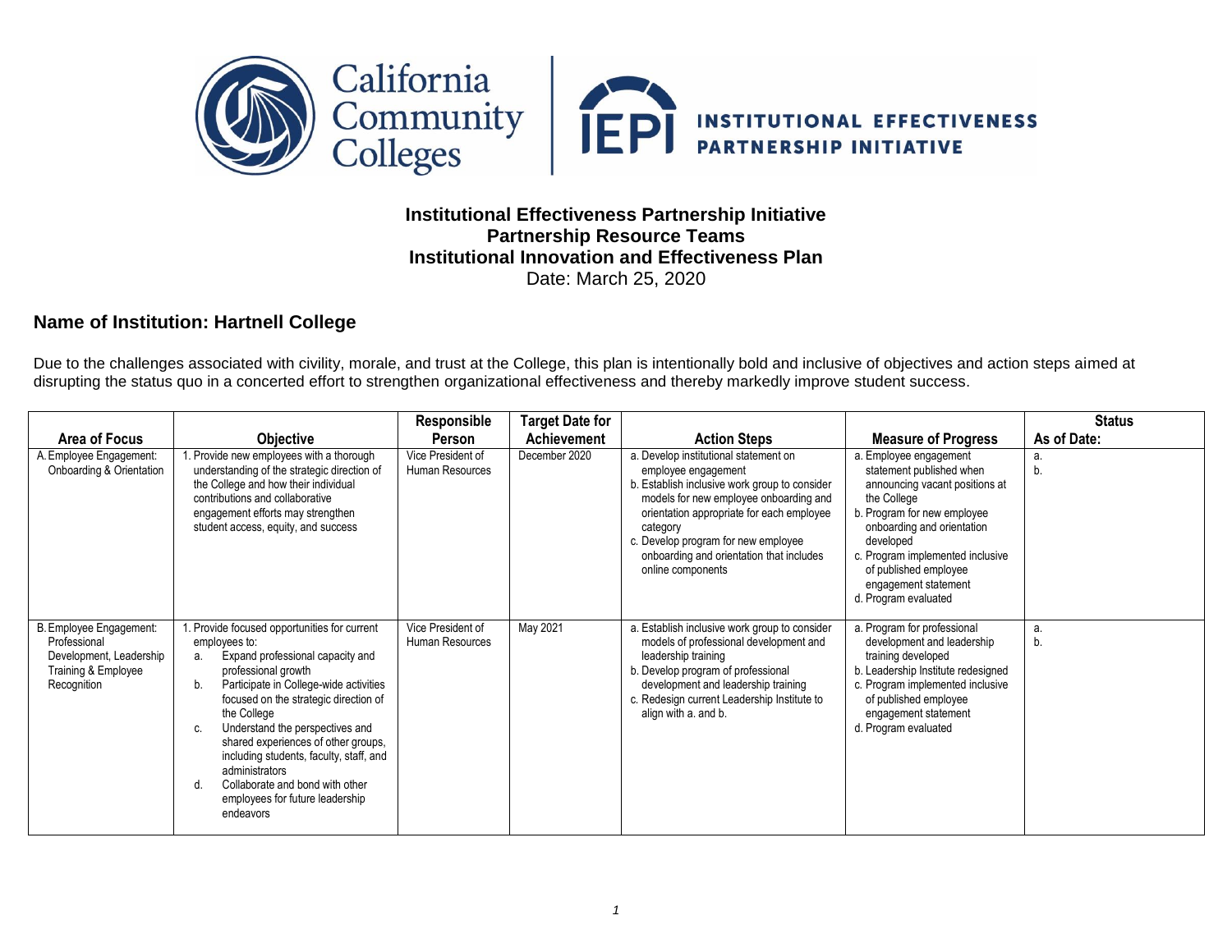# Institutional Effectiveness Partnership Initiative
## Partnership Resource Teams
## Institutional Innovation and Effectiveness Plan

Date: March 25, 2020

### Name of Institution: Hartnell College

Due to the challenges associated with civility, morale, and trust at the College, this plan is intentionally bold and inclusive of objectives and action steps aimed at disrupting the status quo in a concerted effort to strengthen organizational effectiveness and thereby markedly improve student success.

| Area of Focus | Objective | Responsible Person | Target Date for Achievement | Action Steps | Measure of Progress | Status As of Date: |
|---|---|---|---|---|---|---|
| A. Employee Engagement: Onboarding & Orientation | 1. Provide new employees with a thorough understanding of the strategic direction of the College and how their individual contributions and collaborative engagement efforts may strengthen student access, equity, and success | Vice President of Human Resources | December 2020 | a. Develop institutional statement on employee engagement<br>b. Establish inclusive work group to consider models for new employee onboarding and orientation appropriate for each employee category<br>c. Develop program for new employee onboarding and orientation that includes online components | a. Employee engagement statement published when announcing vacant positions at the College<br>b. Program for new employee onboarding and orientation developed<br>c. Program implemented inclusive of published employee engagement statement<br>d. Program evaluated | a.<br>b. |
| B. Employee Engagement: Professional Development, Leadership Training & Employee Recognition | 1. Provide focused opportunities for current employees to:<br>a. Expand professional capacity and professional growth<br>b. Participate in College-wide activities focused on the strategic direction of the College<br>c. Understand the perspectives and shared experiences of other groups, including students, faculty, staff, and administrators<br>d. Collaborate and bond with other employees for future leadership endeavors | Vice President of Human Resources | May 2021 | a. Establish inclusive work group to consider models of professional development and leadership training<br>b. Develop program of professional development and leadership training<br>c. Redesign current Leadership Institute to align with a. and b. | a. Program for professional development and leadership training developed<br>b. Leadership Institute redesigned<br>c. Program implemented inclusive of published employee engagement statement<br>d. Program evaluated | a.<br>b. |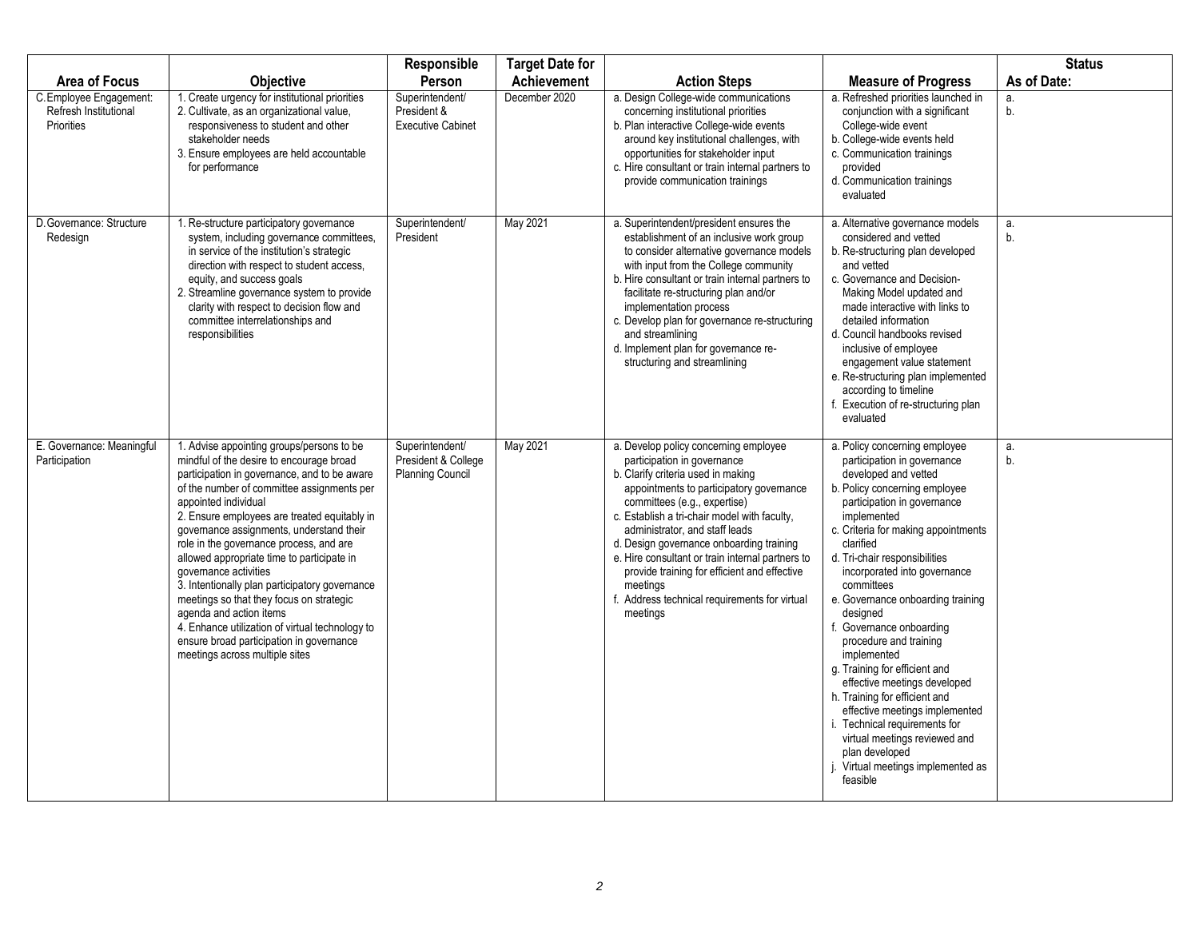| Area of Focus | Objective | Responsible Person | Target Date for Achievement | Action Steps | Measure of Progress | Status As of Date: |
|---|---|---|---|---|---|---|
| C. Employee Engagement: Refresh Institutional Priorities | 1. Create urgency for institutional priorities<br>2. Cultivate, as an organizational value, responsiveness to student and other stakeholder needs<br>3. Ensure employees are held accountable for performance | Superintendent/ President & Executive Cabinet | December 2020 | a. Design College-wide communications concerning institutional priorities<br>b. Plan interactive College-wide events around key institutional challenges, with opportunities for stakeholder input<br>c. Hire consultant or train internal partners to provide communication trainings | a. Refreshed priorities launched in conjunction with a significant College-wide event<br>b. College-wide events held<br>c. Communication trainings provided<br>d. Communication trainings evaluated | a.<br>b. |
| D. Governance: Structure Redesign | 1. Re-structure participatory governance system, including governance committees, in service of the institution's strategic direction with respect to student access, equity, and success goals<br>2. Streamline governance system to provide clarity with respect to decision flow and committee interrelationships and responsibilities | Superintendent/ President | May 2021 | a. Superintendent/president ensures the establishment of an inclusive work group to consider alternative governance models with input from the College community<br>b. Hire consultant or train internal partners to facilitate re-structuring plan and/or implementation process<br>c. Develop plan for governance re-structuring and streamlining<br>d. Implement plan for governance re-structuring and streamlining | a. Alternative governance models considered and vetted<br>b. Re-structuring plan developed and vetted<br>c. Governance and Decision-Making Model updated and made interactive with links to detailed information<br>d. Council handbooks revised inclusive of employee engagement value statement<br>e. Re-structuring plan implemented according to timeline<br>f. Execution of re-structuring plan evaluated | a.<br>b. |
| E. Governance: Meaningful Participation | 1. Advise appointing groups/persons to be mindful of the desire to encourage broad participation in governance, and to be aware of the number of committee assignments per appointed individual<br>2. Ensure employees are treated equitably in governance assignments, understand their role in the governance process, and are allowed appropriate time to participate in governance activities<br>3. Intentionally plan participatory governance meetings so that they focus on strategic agenda and action items<br>4. Enhance utilization of virtual technology to ensure broad participation in governance meetings across multiple sites | Superintendent/ President & College Planning Council | May 2021 | a. Develop policy concerning employee participation in governance<br>b. Clarify criteria used in making appointments to participatory governance committees (e.g., expertise)<br>c. Establish a tri-chair model with faculty, administrator, and staff leads<br>d. Design governance onboarding training<br>e. Hire consultant or train internal partners to provide training for efficient and effective meetings<br>f. Address technical requirements for virtual meetings | a. Policy concerning employee participation in governance developed and vetted<br>b. Policy concerning employee participation in governance implemented<br>c. Criteria for making appointments clarified<br>d. Tri-chair responsibilities incorporated into governance committees<br>e. Governance onboarding training designed<br>f. Governance onboarding procedure and training implemented<br>g. Training for efficient and effective meetings developed<br>h. Training for efficient and effective meetings implemented<br>i. Technical requirements for virtual meetings reviewed and plan developed<br>j. Virtual meetings implemented as feasible | a.<br>b. |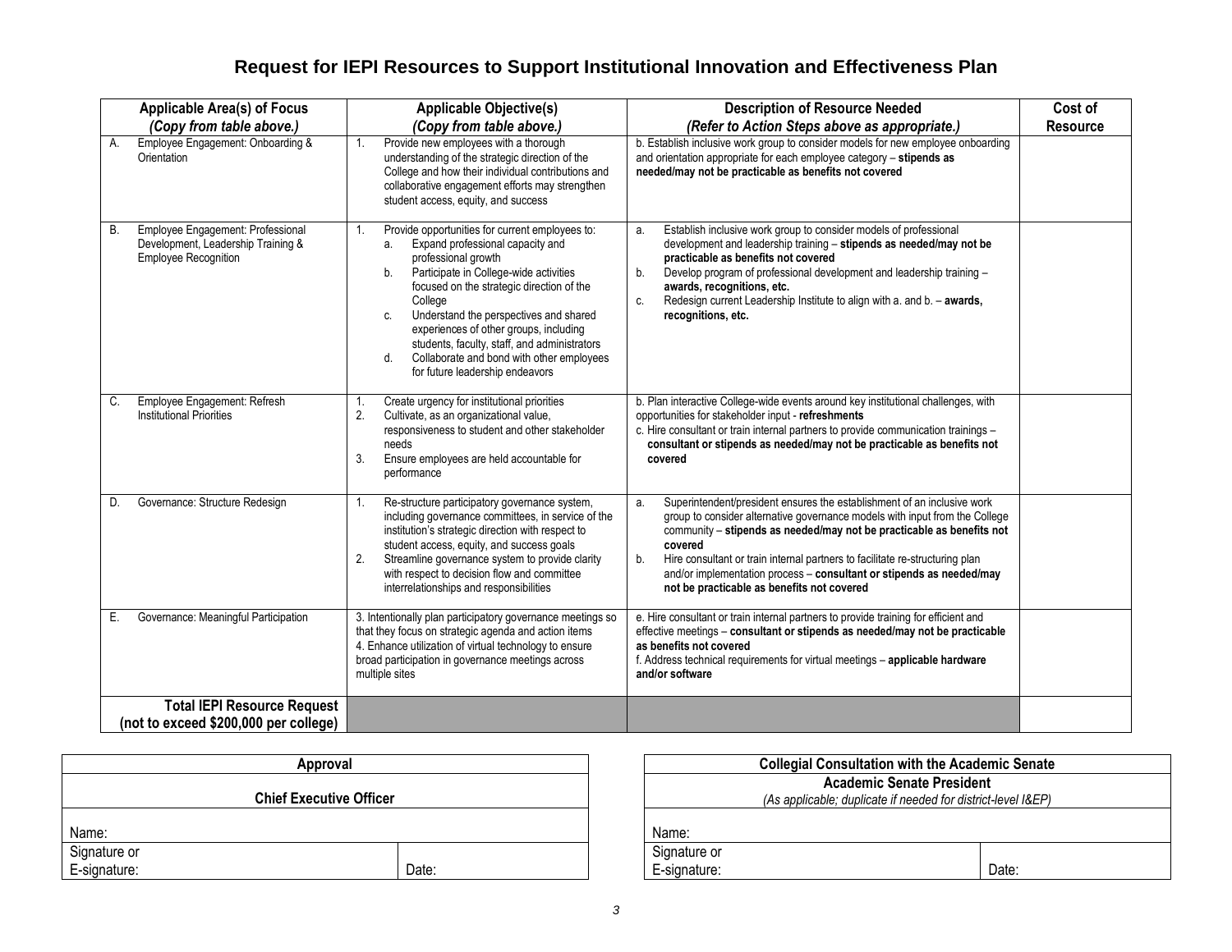# Request for IEPI Resources to Support Institutional Innovation and Effectiveness Plan

| Applicable Area(s) of Focus *(Copy from table above.)* | Applicable Objective(s) *(Copy from table above.)* | Description of Resource Needed *(Refer to Action Steps above as appropriate.)* | Cost of Resource |
|---|---|---|---|
| A. Employee Engagement: Onboarding & Orientation | 1. Provide new employees with a thorough understanding of the strategic direction of the College and how their individual contributions and collaborative engagement efforts may strengthen student access, equity, and success | b. Establish inclusive work group to consider models for new employee onboarding and orientation appropriate for each employee category – **stipends as needed/may not be practicable as benefits not covered** | |
| B. Employee Engagement: Professional Development, Leadership Training & Employee Recognition | 1. Provide opportunities for current employees to: a. Expand professional capacity and professional growth b. Participate in College-wide activities focused on the strategic direction of the College c. Understand the perspectives and shared experiences of other groups, including students, faculty, staff, and administrators d. Collaborate and bond with other employees for future leadership endeavors | a. Establish inclusive work group to consider models of professional development and leadership training – **stipends as needed/may not be practicable as benefits not covered** b. Develop program of professional development and leadership training – **awards, recognitions, etc.** c. Redesign current Leadership Institute to align with a. and b. – **awards, recognitions, etc.** | |
| C. Employee Engagement: Refresh Institutional Priorities | 1. Create urgency for institutional priorities 2. Cultivate, as an organizational value, responsiveness to student and other stakeholder needs 3. Ensure employees are held accountable for performance | b. Plan interactive College-wide events around key institutional challenges, with opportunities for stakeholder input - **refreshments** c. Hire consultant or train internal partners to provide communication trainings – **consultant or stipends as needed/may not be practicable as benefits not covered** | |
| D. Governance: Structure Redesign | 1. Re-structure participatory governance system, including governance committees, in service of the institution's strategic direction with respect to student access, equity, and success goals 2. Streamline governance system to provide clarity with respect to decision flow and committee interrelationships and responsibilities | a. Superintendent/president ensures the establishment of an inclusive work group to consider alternative governance models with input from the College community – **stipends as needed/may not be practicable as benefits not covered** b. Hire consultant or train internal partners to facilitate re-structuring plan and/or implementation process – **consultant or stipends as needed/may not be practicable as benefits not covered** | |
| E. Governance: Meaningful Participation | 3. Intentionally plan participatory governance meetings so that they focus on strategic agenda and action items 4. Enhance utilization of virtual technology to ensure broad participation in governance meetings across multiple sites | e. Hire consultant or train internal partners to provide training for efficient and effective meetings – **consultant or stipends as needed/may not be practicable as benefits not covered** f. Address technical requirements for virtual meetings – **applicable hardware and/or software** | |
| **Total IEPI Resource Request (not to exceed $200,000 per college)** | | | |

| Approval | |
|---|---|
| **Chief Executive Officer** | |
| Name: | |
| Signature or E-signature: | Date: |

| Collegial Consultation with the Academic Senate | |
|---|---|
| **Academic Senate President** *(As applicable; duplicate if needed for district-level I&EP)* | |
| Name: | |
| Signature or E-signature: | Date: |